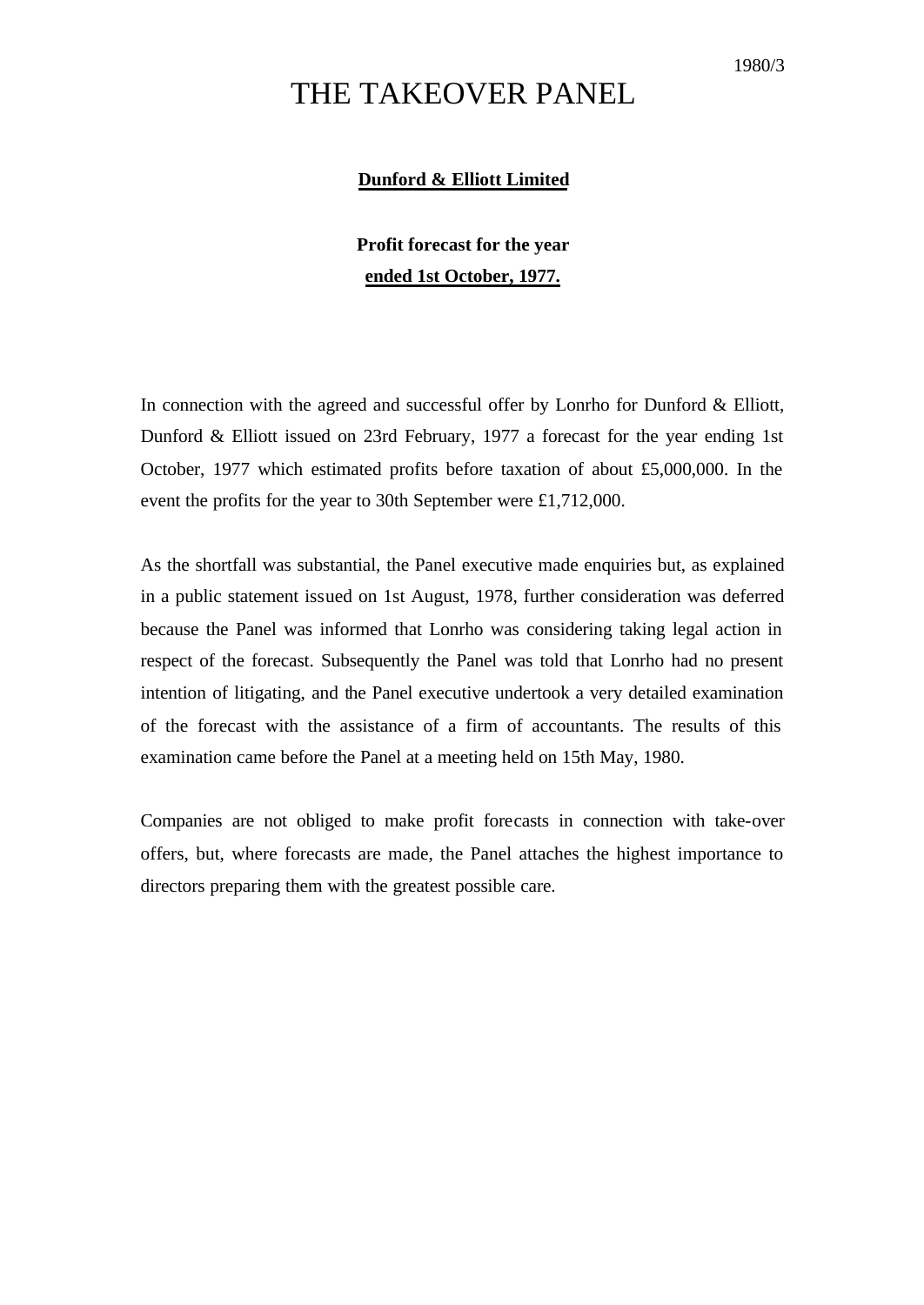1980/3

# THE TAKEOVER PANEL

**Dunford & Elliott Limited**

**Profit forecast for the year ended 1st October, 1977.**

In connection with the agreed and successful offer by Lonrho for Dunford & Elliott, Dunford & Elliott issued on 23rd February, 1977 a forecast for the year ending 1st October, 1977 which estimated profits before taxation of about £5,000,000. In the event the profits for the year to 30th September were £1,712,000.

As the shortfall was substantial, the Panel executive made enquiries but, as explained in a public statement issued on 1st August, 1978, further consideration was deferred because the Panel was informed that Lonrho was considering taking legal action in respect of the forecast. Subsequently the Panel was told that Lonrho had no present intention of litigating, and the Panel executive undertook a very detailed examination of the forecast with the assistance of a firm of accountants. The results of this examination came before the Panel at a meeting held on 15th May, 1980.

Companies are not obliged to make profit forecasts in connection with take-over offers, but, where forecasts are made, the Panel attaches the highest importance to directors preparing them with the greatest possible care.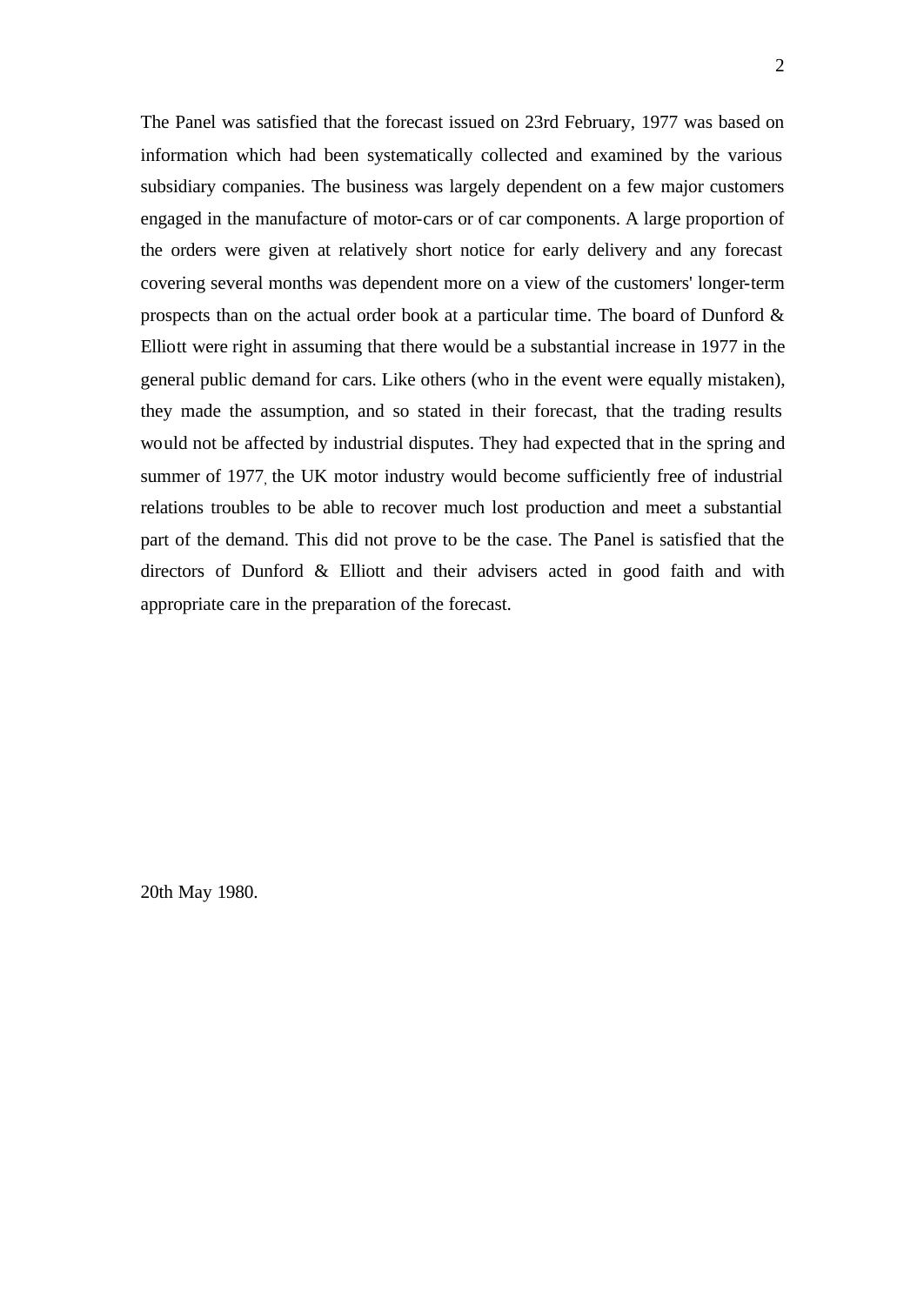The Panel was satisfied that the forecast issued on 23rd February, 1977 was based on information which had been systematically collected and examined by the various subsidiary companies. The business was largely dependent on a few major customers engaged in the manufacture of motor-cars or of car components. A large proportion of the orders were given at relatively short notice for early delivery and any forecast covering several months was dependent more on a view of the customers' longer-term prospects than on the actual order book at a particular time. The board of Dunford & Elliott were right in assuming that there would be a substantial increase in 1977 in the general public demand for cars. Like others (who in the event were equally mistaken), they made the assumption, and so stated in their forecast, that the trading results would not be affected by industrial disputes. They had expected that in the spring and summer of 1977, the UK motor industry would become sufficiently free of industrial relations troubles to be able to recover much lost production and meet a substantial part of the demand. This did not prove to be the case. The Panel is satisfied that the directors of Dunford & Elliott and their advisers acted in good faith and with appropriate care in the preparation of the forecast.

20th May 1980.